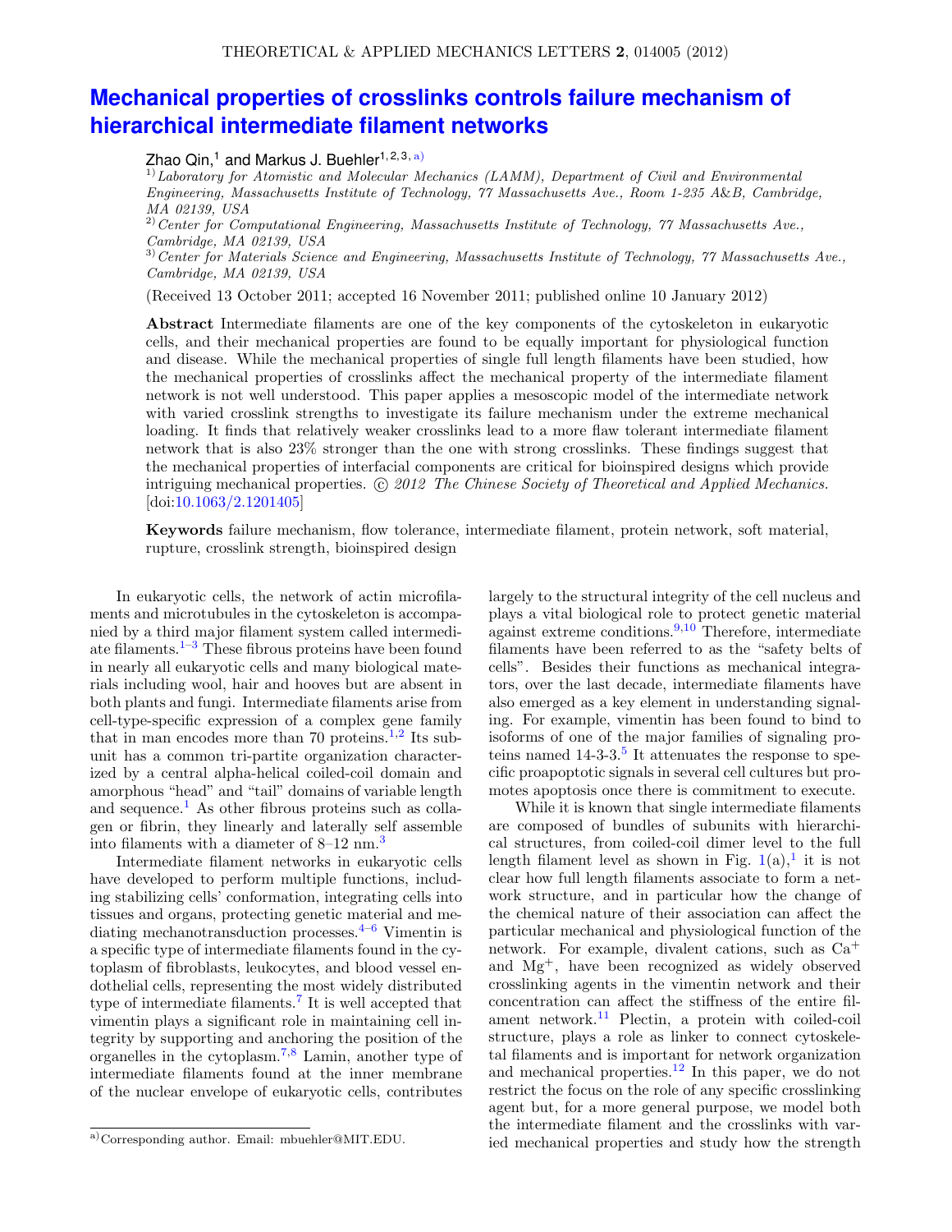# Mechanical properties of crosslinks controls failure mechanism of hierarchical intermediate filament networks

Zhao Qin,[1] and Markus J. Buehler[1,2,3,a)]

[1)] *Laboratory for Atomistic and Molecular Mechanics (LAMM), Department of Civil and Environmental Engineering, Massachusetts Institute of Technology, 77 Massachusetts Ave., Room 1-235 A&B, Cambridge, MA 02139, USA*

[2)] *Center for Computational Engineering, Massachusetts Institute of Technology, 77 Massachusetts Ave., Cambridge, MA 02139, USA*

[3)] *Center for Materials Science and Engineering, Massachusetts Institute of Technology, 77 Massachusetts Ave., Cambridge, MA 02139, USA*

(Received 13 October 2011; accepted 16 November 2011; published online 10 January 2012)

**Abstract** Intermediate filaments are one of the key components of the cytoskeleton in eukaryotic cells, and their mechanical properties are found to be equally important for physiological function and disease. While the mechanical properties of single full length filaments have been studied, how the mechanical properties of crosslinks affect the mechanical property of the intermediate filament network is not well understood. This paper applies a mesoscopic model of the intermediate network with varied crosslink strengths to investigate its failure mechanism under the extreme mechanical loading. It finds that relatively weaker crosslinks lead to a more flaw tolerant intermediate filament network that is also 23% stronger than the one with strong crosslinks. These findings suggest that the mechanical properties of interfacial components are critical for bioinspired designs which provide intriguing mechanical properties. © *2012 The Chinese Society of Theoretical and Applied Mechanics.* [doi:10.1063/2.1201405]

**Keywords** failure mechanism, flow tolerance, intermediate filament, protein network, soft material, rupture, crosslink strength, bioinspired design

In eukaryotic cells, the network of actin microfilaments and microtubules in the cytoskeleton is accompanied by a third major filament system called intermediate filaments.[1–3] These fibrous proteins have been found in nearly all eukaryotic cells and many biological materials including wool, hair and hooves but are absent in both plants and fungi. Intermediate filaments arise from cell-type-specific expression of a complex gene family that in man encodes more than 70 proteins.[1,2] Its subunit has a common tri-partite organization characterized by a central alpha-helical coiled-coil domain and amorphous "head" and "tail" domains of variable length and sequence.[1] As other fibrous proteins such as collagen or fibrin, they linearly and laterally self assemble into filaments with a diameter of 8–12 nm.[3]

Intermediate filament networks in eukaryotic cells have developed to perform multiple functions, including stabilizing cells' conformation, integrating cells into tissues and organs, protecting genetic material and mediating mechanotransduction processes.[4–6] Vimentin is a specific type of intermediate filaments found in the cytoplasm of fibroblasts, leukocytes, and blood vessel endothelial cells, representing the most widely distributed type of intermediate filaments.[7] It is well accepted that vimentin plays a significant role in maintaining cell integrity by supporting and anchoring the position of the organelles in the cytoplasm.[7,8] Lamin, another type of intermediate filaments found at the inner membrane of the nuclear envelope of eukaryotic cells, contributes largely to the structural integrity of the cell nucleus and plays a vital biological role to protect genetic material against extreme conditions.[9,10] Therefore, intermediate filaments have been referred to as the "safety belts of cells". Besides their functions as mechanical integrators, over the last decade, intermediate filaments have also emerged as a key element in understanding signaling. For example, vimentin has been found to bind to isoforms of one of the major families of signaling proteins named 14-3-3.[5] It attenuates the response to specific proapoptotic signals in several cell cultures but promotes apoptosis once there is commitment to execute.

While it is known that single intermediate filaments are composed of bundles of subunits with hierarchical structures, from coiled-coil dimer level to the full length filament level as shown in Fig. 1(a),[1] it is not clear how full length filaments associate to form a network structure, and in particular how the change of the chemical nature of their association can affect the particular mechanical and physiological function of the network. For example, divalent cations, such as $Ca^{+}$ and $Mg^{+}$, have been recognized as widely observed crosslinking agents in the vimentin network and their concentration can affect the stiffness of the entire filament network.[11] Plectin, a protein with coiled-coil structure, plays a role as linker to connect cytoskeletal filaments and is important for network organization and mechanical properties.[12] In this paper, we do not restrict the focus on the role of any specific crosslinking agent but, for a more general purpose, we model both the intermediate filament and the crosslinks with varied mechanical properties and study how the strength

[a)] Corresponding author. Email: mbuehler@MIT.EDU.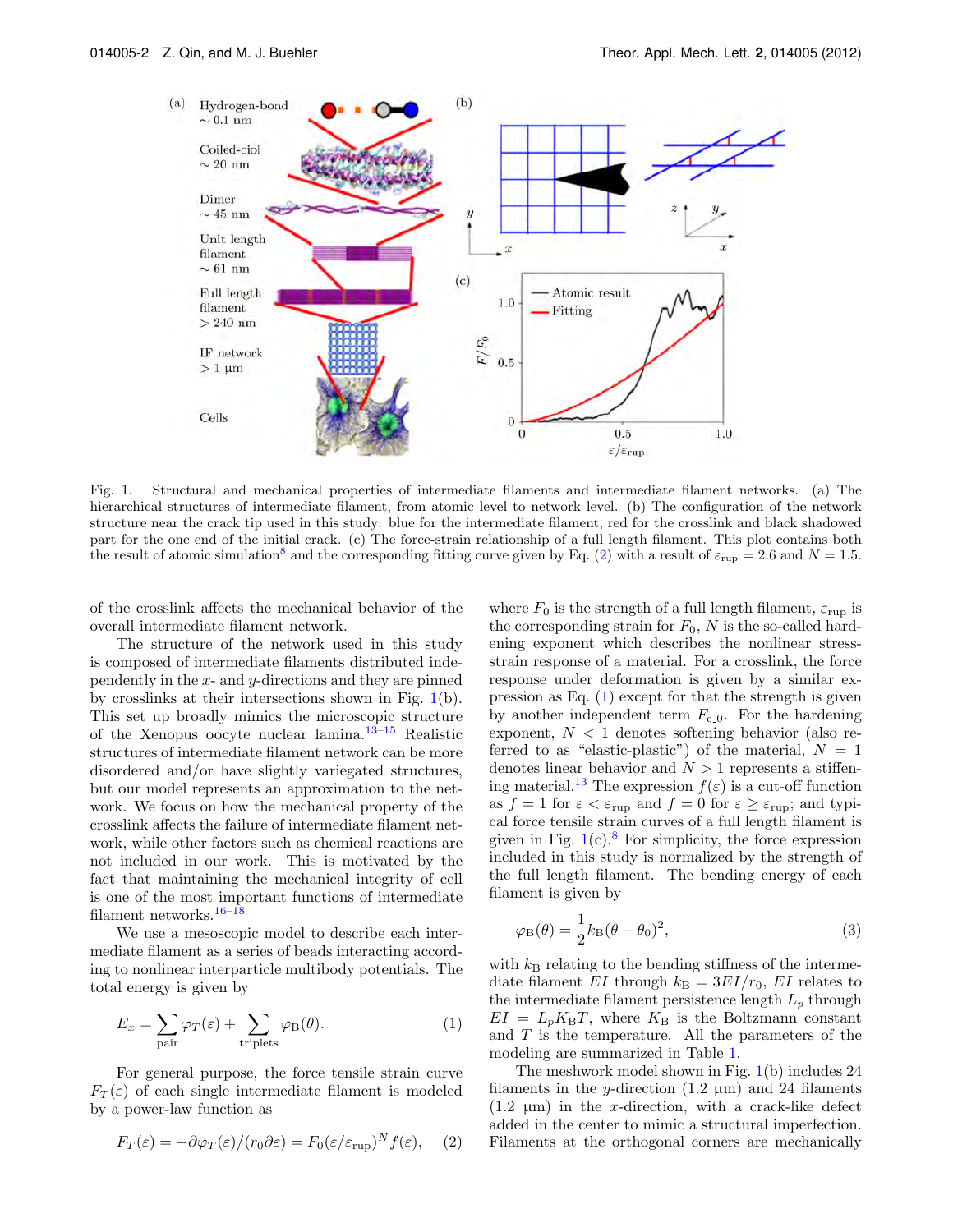Fig. 1. Structural and mechanical properties of intermediate filaments and intermediate filament networks. (a) The hierarchical structures of intermediate filament, from atomic level to network level. (b) The configuration of the network structure near the crack tip used in this study: blue for the intermediate filament, red for the crosslink and black shadowed part for the one end of the initial crack. (c) The force-strain relationship of a full length filament. This plot contains both the result of atomic simulation[8] and the corresponding fitting curve given by Eq. (2) with a result of $\varepsilon_{\rm rup} = 2.6$ and $N = 1.5$.

of the crosslink affects the mechanical behavior of the overall intermediate filament network.

The structure of the network used in this study is composed of intermediate filaments distributed independently in the $x$- and $y$-directions and they are pinned by crosslinks at their intersections shown in Fig. 1(b). This set up broadly mimics the microscopic structure of the Xenopus oocyte nuclear lamina.[13–15] Realistic structures of intermediate filament network can be more disordered and/or have slightly variegated structures, but our model represents an approximation to the network. We focus on how the mechanical property of the crosslink affects the failure of intermediate filament network, while other factors such as chemical reactions are not included in our work. This is motivated by the fact that maintaining the mechanical integrity of cell is one of the most important functions of intermediate filament networks.[16–18]

We use a mesoscopic model to describe each intermediate filament as a series of beads interacting according to nonlinear interparticle multibody potentials. The total energy is given by

$$E_x = \sum_{\rm pair} \varphi_T(\varepsilon) + \sum_{\rm triplets} \varphi_{\rm B}(\theta). \tag{1}$$

For general purpose, the force tensile strain curve $F_T(\varepsilon)$ of each single intermediate filament is modeled by a power-law function as

$$F_T(\varepsilon) = -\partial \varphi_T(\varepsilon)/(r_0 \partial \varepsilon) = F_0(\varepsilon/\varepsilon_{\rm rup})^N f(\varepsilon), \tag{2}$$

where $F_0$ is the strength of a full length filament, $\varepsilon_{\rm rup}$ is the corresponding strain for $F_0$, $N$ is the so-called hardening exponent which describes the nonlinear stress-strain response of a material. For a crosslink, the force response under deformation is given by a similar expression as Eq. (1) except for that the strength is given by another independent term $F_{\rm c\_0}$. For the hardening exponent, $N < 1$ denotes softening behavior (also referred to as "elastic-plastic") of the material, $N = 1$ denotes linear behavior and $N > 1$ represents a stiffening material.[13] The expression $f(\varepsilon)$ is a cut-off function as $f = 1$ for $\varepsilon < \varepsilon_{\rm rup}$ and $f = 0$ for $\varepsilon \geq \varepsilon_{\rm rup}$; and typical force tensile strain curves of a full length filament is given in Fig. 1(c).[8] For simplicity, the force expression included in this study is normalized by the strength of the full length filament. The bending energy of each filament is given by

$$\varphi_{\rm B}(\theta) = \frac{1}{2} k_{\rm B}(\theta - \theta_0)^2, \tag{3}$$

with $k_{\rm B}$ relating to the bending stiffness of the intermediate filament $EI$ through $k_{\rm B} = 3EI/r_0$, $EI$ relates to the intermediate filament persistence length $L_p$ through $EI = L_p K_{\rm B} T$, where $K_{\rm B}$ is the Boltzmann constant and $T$ is the temperature. All the parameters of the modeling are summarized in Table 1.

The meshwork model shown in Fig. 1(b) includes 24 filaments in the $y$-direction (1.2 μm) and 24 filaments (1.2 μm) in the $x$-direction, with a crack-like defect added in the center to mimic a structural imperfection. Filaments at the orthogonal corners are mechanically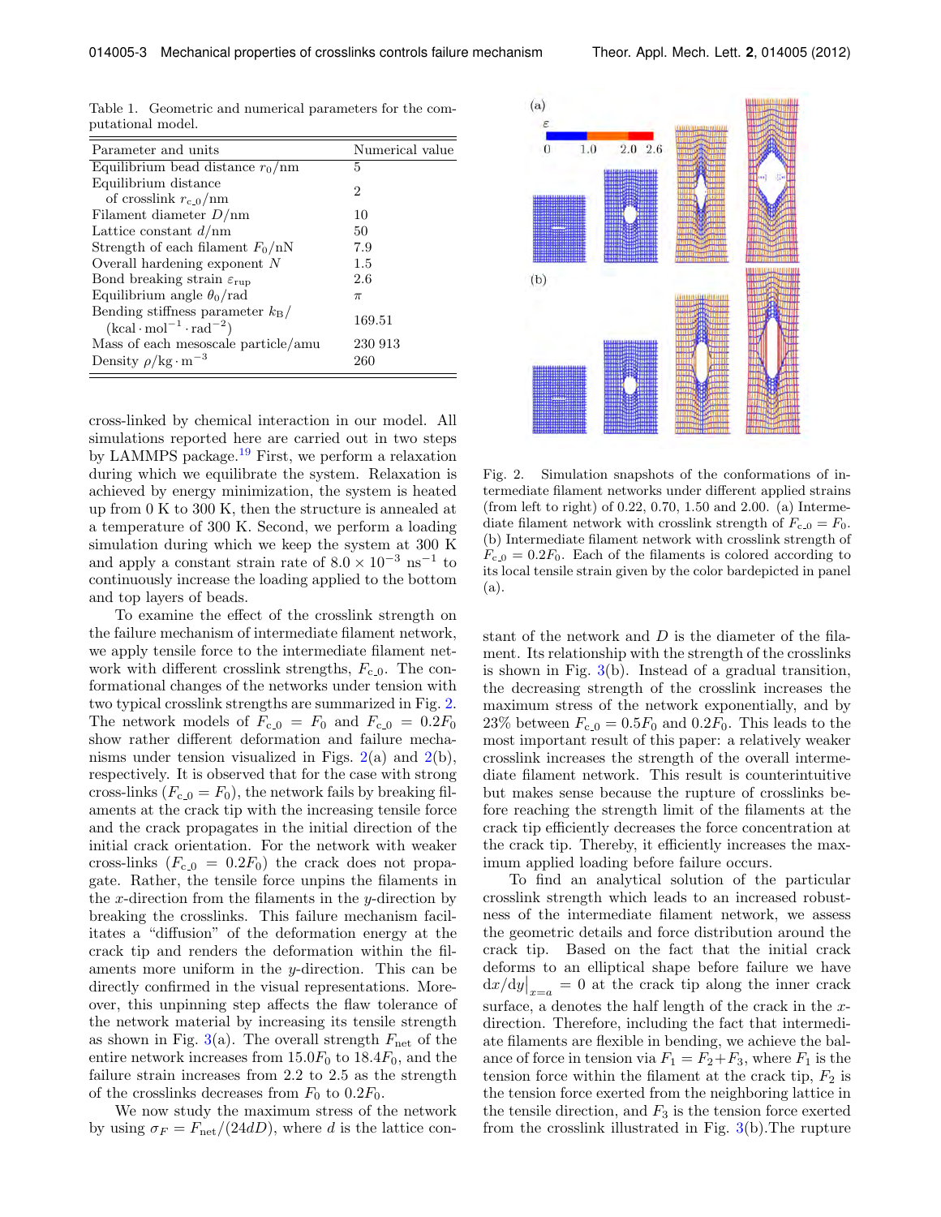Table 1. Geometric and numerical parameters for the computational model.

| Parameter and units | Numerical value |
|---|---|
| Equilibrium bead distance $r_0$/nm | 5 |
| Equilibrium distance of crosslink $r_{c\_0}$/nm | 2 |
| Filament diameter $D$/nm | 10 |
| Lattice constant $d$/nm | 50 |
| Strength of each filament $F_0$/nN | 7.9 |
| Overall hardening exponent $N$ | 1.5 |
| Bond breaking strain $\varepsilon_{\mathrm{rup}}$ | 2.6 |
| Equilibrium angle $\theta_0$/rad | $\pi$ |
| Bending stiffness parameter $k_{\mathrm{B}}$/ $(\mathrm{kcal \cdot mol^{-1} \cdot rad^{-2}})$ | 169.51 |
| Mass of each mesoscale particle/amu | 230 913 |
| Density $\rho$/kg $\cdot$ m$^{-3}$ | 260 |

cross-linked by chemical interaction in our model. All simulations reported here are carried out in two steps by LAMMPS package.[19] First, we perform a relaxation during which we equilibrate the system. Relaxation is achieved by energy minimization, the system is heated up from 0 K to 300 K, then the structure is annealed at a temperature of 300 K. Second, we perform a loading simulation during which we keep the system at 300 K and apply a constant strain rate of $8.0 \times 10^{-3}$ ns$^{-1}$ to continuously increase the loading applied to the bottom and top layers of beads.

To examine the effect of the crosslink strength on the failure mechanism of intermediate filament network, we apply tensile force to the intermediate filament network with different crosslink strengths, $F_{c\_0}$. The conformational changes of the networks under tension with two typical crosslink strengths are summarized in Fig. 2. The network models of $F_{c\_0} = F_0$ and $F_{c\_0} = 0.2F_0$ show rather different deformation and failure mechanisms under tension visualized in Figs. 2(a) and 2(b), respectively. It is observed that for the case with strong cross-links ($F_{c\_0} = F_0$), the network fails by breaking filaments at the crack tip with the increasing tensile force and the crack propagates in the initial direction of the initial crack orientation. For the network with weaker cross-links ($F_{c\_0} = 0.2F_0$) the crack does not propagate. Rather, the tensile force unpins the filaments in the $x$-direction from the filaments in the $y$-direction by breaking the crosslinks. This failure mechanism facilitates a "diffusion" of the deformation energy at the crack tip and renders the deformation within the filaments more uniform in the $y$-direction. This can be directly confirmed in the visual representations. Moreover, this unpinning step affects the flaw tolerance of the network material by increasing its tensile strength as shown in Fig. 3(a). The overall strength $F_{\mathrm{net}}$ of the entire network increases from $15.0F_0$ to $18.4F_0$, and the failure strain increases from 2.2 to 2.5 as the strength of the crosslinks decreases from $F_0$ to $0.2F_0$.

We now study the maximum stress of the network by using $\sigma_F = F_{\mathrm{net}}/(24dD)$, where $d$ is the lattice constant of the network and $D$ is the diameter of the filament. Its relationship with the strength of the crosslinks is shown in Fig. 3(b). Instead of a gradual transition, the decreasing strength of the crosslink increases the maximum stress of the network exponentially, and by 23% between $F_{c\_0} = 0.5F_0$ and $0.2F_0$. This leads to the most important result of this paper: a relatively weaker crosslink increases the strength of the overall intermediate filament network. This result is counterintuitive but makes sense because the rupture of crosslinks before reaching the strength limit of the filaments at the crack tip efficiently decreases the force concentration at the crack tip. Thereby, it efficiently increases the maximum applied loading before failure occurs.

Fig. 2. Simulation snapshots of the conformations of intermediate filament networks under different applied strains (from left to right) of 0.22, 0.70, 1.50 and 2.00. (a) Intermediate filament network with crosslink strength of $F_{c\_0} = F_0$. (b) Intermediate filament network with crosslink strength of $F_{c\_0} = 0.2F_0$. Each of the filaments is colored according to its local tensile strain given by the color bardepicted in panel (a).

To find an analytical solution of the particular crosslink strength which leads to an increased robustness of the intermediate filament network, we assess the geometric details and force distribution around the crack tip. Based on the fact that the initial crack deforms to an elliptical shape before failure we have $\mathrm{d}x/\mathrm{d}y\big|_{x=a} = 0$ at the crack tip along the inner crack surface, $a$ denotes the half length of the crack in the $x$-direction. Therefore, including the fact that intermediate filaments are flexible in bending, we achieve the balance of force in tension via $F_1 = F_2 + F_3$, where $F_1$ is the tension force within the filament at the crack tip, $F_2$ is the tension force exerted from the neighboring lattice in the tensile direction, and $F_3$ is the tension force exerted from the crosslink illustrated in Fig. 3(b).The rupture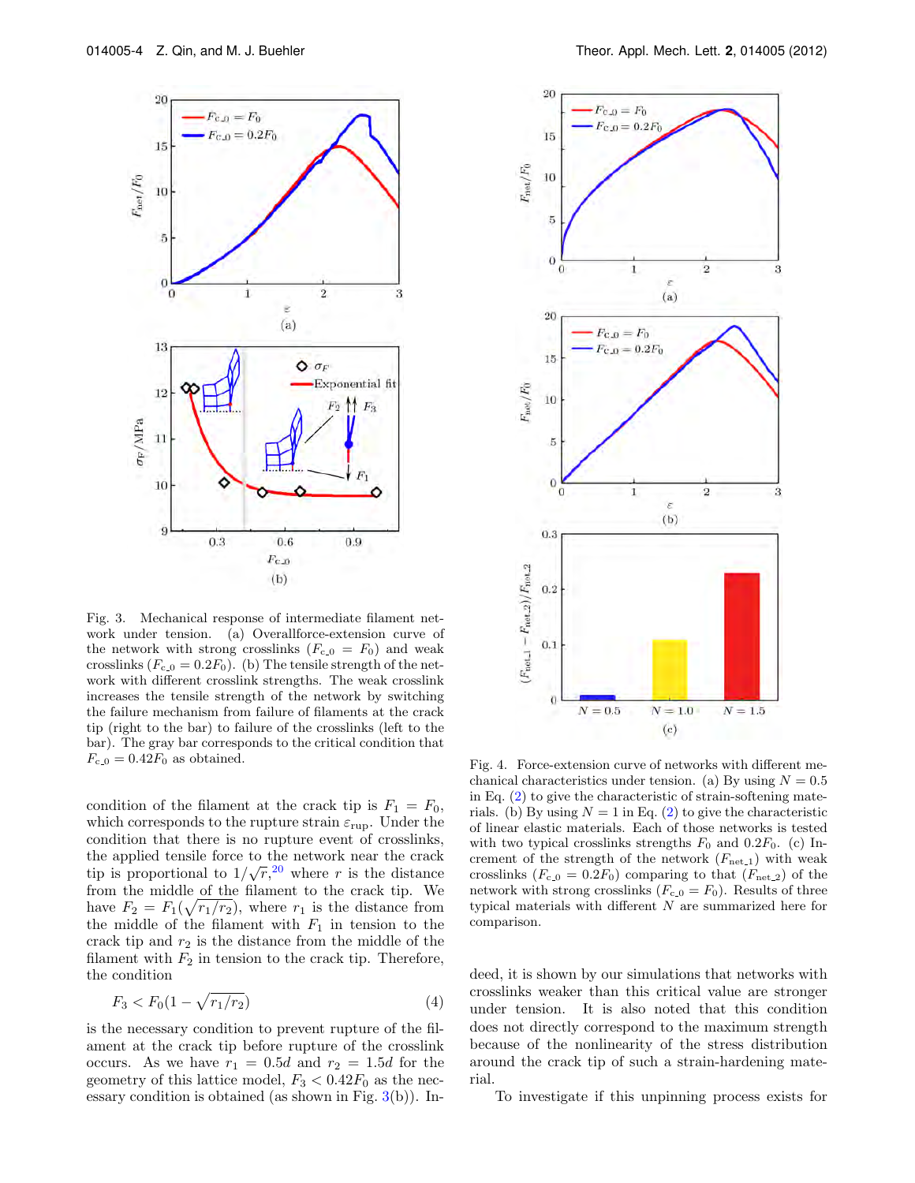Fig. 3. Mechanical response of intermediate filament network under tension. (a) Overallforce-extension curve of the network with strong crosslinks ($F_{\mathrm{c\_0}} = F_0$) and weak crosslinks ($F_{\mathrm{c\_0}} = 0.2F_0$). (b) The tensile strength of the network with different crosslink strengths. The weak crosslink increases the tensile strength of the network by switching the failure mechanism from failure of filaments at the crack tip (right to the bar) to failure of the crosslinks (left to the bar). The gray bar corresponds to the critical condition that $F_{\mathrm{c\_0}} = 0.42F_0$ as obtained.

condition of the filament at the crack tip is $F_1 = F_0$, which corresponds to the rupture strain $\varepsilon_{\mathrm{rup}}$. Under the condition that there is no rupture event of crosslinks, the applied tensile force to the network near the crack tip is proportional to $1/\sqrt{r}$,[20] where $r$ is the distance from the middle of the filament to the crack tip. We have $F_2 = F_1(\sqrt{r_1/r_2})$, where $r_1$ is the distance from the middle of the filament with $F_1$ in tension to the crack tip and $r_2$ is the distance from the middle of the filament with $F_2$ in tension to the crack tip. Therefore, the condition

$$F_3 < F_0(1 - \sqrt{r_1/r_2}) \tag{4}$$

is the necessary condition to prevent rupture of the filament at the crack tip before rupture of the crosslink occurs. As we have $r_1 = 0.5d$ and $r_2 = 1.5d$ for the geometry of this lattice model, $F_3 < 0.42F_0$ as the necessary condition is obtained (as shown in Fig. 3(b)). Indeed, it is shown by our simulations that networks with crosslinks weaker than this critical value are stronger under tension. It is also noted that this condition does not directly correspond to the maximum strength because of the nonlinearity of the stress distribution around the crack tip of such a strain-hardening material.

Fig. 4. Force-extension curve of networks with different mechanical characteristics under tension. (a) By using $N = 0.5$ in Eq. (2) to give the characteristic of strain-softening materials. (b) By using $N = 1$ in Eq. (2) to give the characteristic of linear elastic materials. Each of those networks is tested with two typical crosslinks strengths $F_0$ and $0.2F_0$. (c) Increment of the strength of the network ($F_{\mathrm{net\_1}}$) with weak crosslinks ($F_{\mathrm{c\_0}} = 0.2F_0$) comparing to that ($F_{\mathrm{net\_2}}$) of the network with strong crosslinks ($F_{\mathrm{c\_0}} = F_0$). Results of three typical materials with different $N$ are summarized here for comparison.

To investigate if this unpinning process exists for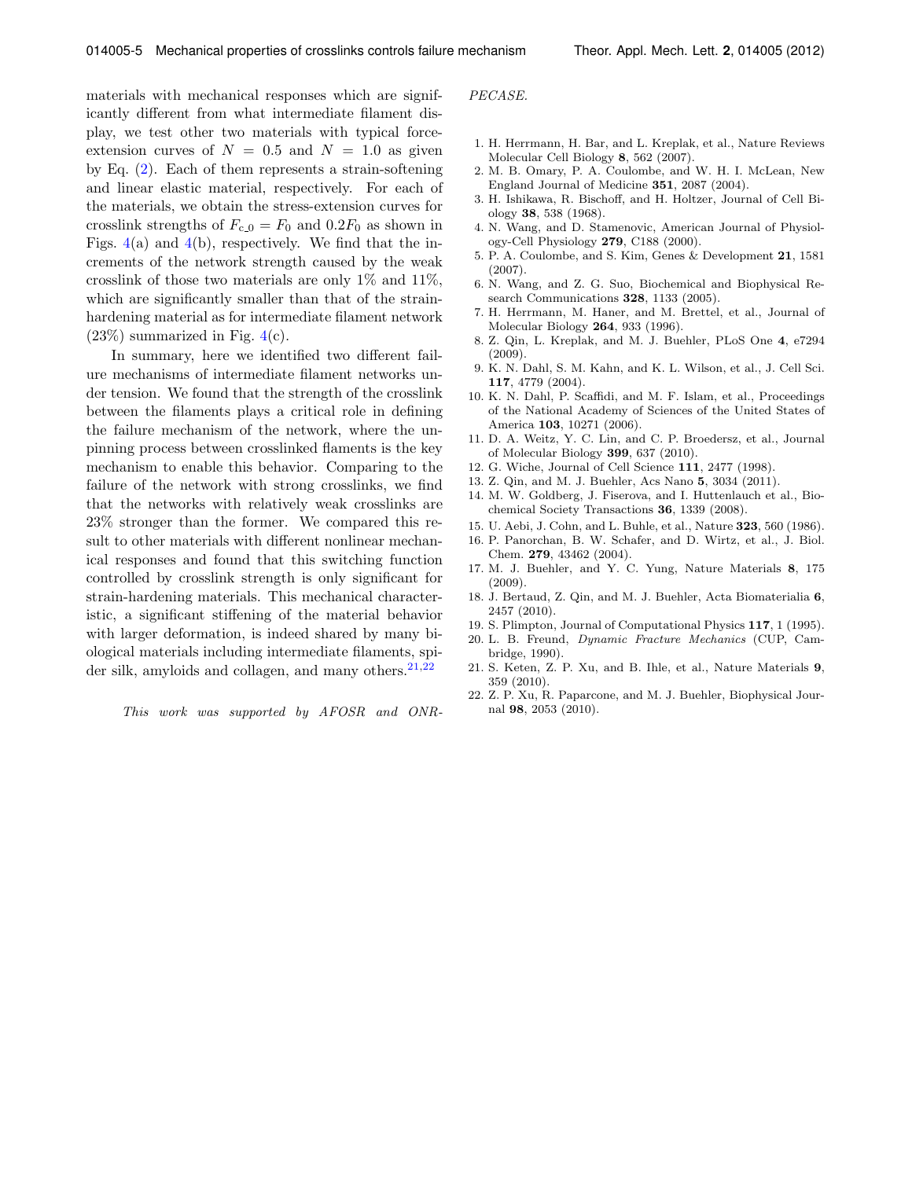materials with mechanical responses which are significantly different from what intermediate filament display, we test other two materials with typical force-extension curves of $N = 0.5$ and $N = 1.0$ as given by Eq. (2). Each of them represents a strain-softening and linear elastic material, respectively. For each of the materials, we obtain the stress-extension curves for crosslink strengths of $F_{c\_0} = F_0$ and $0.2F_0$ as shown in Figs. 4(a) and 4(b), respectively. We find that the increments of the network strength caused by the weak crosslink of those two materials are only 1% and 11%, which are significantly smaller than that of the strain-hardening material as for intermediate filament network (23%) summarized in Fig. 4(c).

In summary, here we identified two different failure mechanisms of intermediate filament networks under tension. We found that the strength of the crosslink between the filaments plays a critical role in defining the failure mechanism of the network, where the unpinning process between crosslinked flaments is the key mechanism to enable this behavior. Comparing to the failure of the network with strong crosslinks, we find that the networks with relatively weak crosslinks are 23% stronger than the former. We compared this result to other materials with different nonlinear mechanical responses and found that this switching function controlled by crosslink strength is only significant for strain-hardening materials. This mechanical characteristic, a significant stiffening of the material behavior with larger deformation, is indeed shared by many biological materials including intermediate filaments, spider silk, amyloids and collagen, and many others.[21,22]

*This work was supported by AFOSR and ONR-PECASE.*

1. H. Herrmann, H. Bar, and L. Kreplak, et al., Nature Reviews Molecular Cell Biology **8**, 562 (2007).
2. M. B. Omary, P. A. Coulombe, and W. H. I. McLean, New England Journal of Medicine **351**, 2087 (2004).
3. H. Ishikawa, R. Bischoff, and H. Holtzer, Journal of Cell Biology **38**, 538 (1968).
4. N. Wang, and D. Stamenovic, American Journal of Physiology-Cell Physiology **279**, C188 (2000).
5. P. A. Coulombe, and S. Kim, Genes & Development **21**, 1581 (2007).
6. N. Wang, and Z. G. Suo, Biochemical and Biophysical Research Communications **328**, 1133 (2005).
7. H. Herrmann, M. Haner, and M. Brettel, et al., Journal of Molecular Biology **264**, 933 (1996).
8. Z. Qin, L. Kreplak, and M. J. Buehler, PLoS One **4**, e7294 (2009).
9. K. N. Dahl, S. M. Kahn, and K. L. Wilson, et al., J. Cell Sci. **117**, 4779 (2004).
10. K. N. Dahl, P. Scaffidi, and M. F. Islam, et al., Proceedings of the National Academy of Sciences of the United States of America **103**, 10271 (2006).
11. D. A. Weitz, Y. C. Lin, and C. P. Broedersz, et al., Journal of Molecular Biology **399**, 637 (2010).
12. G. Wiche, Journal of Cell Science **111**, 2477 (1998).
13. Z. Qin, and M. J. Buehler, Acs Nano **5**, 3034 (2011).
14. M. W. Goldberg, J. Fiserova, and I. Huttenlauch et al., Biochemical Society Transactions **36**, 1339 (2008).
15. U. Aebi, J. Cohn, and L. Buhle, et al., Nature **323**, 560 (1986).
16. P. Panorchan, B. W. Schafer, and D. Wirtz, et al., J. Biol. Chem. **279**, 43462 (2004).
17. M. J. Buehler, and Y. C. Yung, Nature Materials **8**, 175 (2009).
18. J. Bertaud, Z. Qin, and M. J. Buehler, Acta Biomaterialia **6**, 2457 (2010).
19. S. Plimpton, Journal of Computational Physics **117**, 1 (1995).
20. L. B. Freund, *Dynamic Fracture Mechanics* (CUP, Cambridge, 1990).
21. S. Keten, Z. P. Xu, and B. Ihle, et al., Nature Materials **9**, 359 (2010).
22. Z. P. Xu, R. Paparcone, and M. J. Buehler, Biophysical Journal **98**, 2053 (2010).